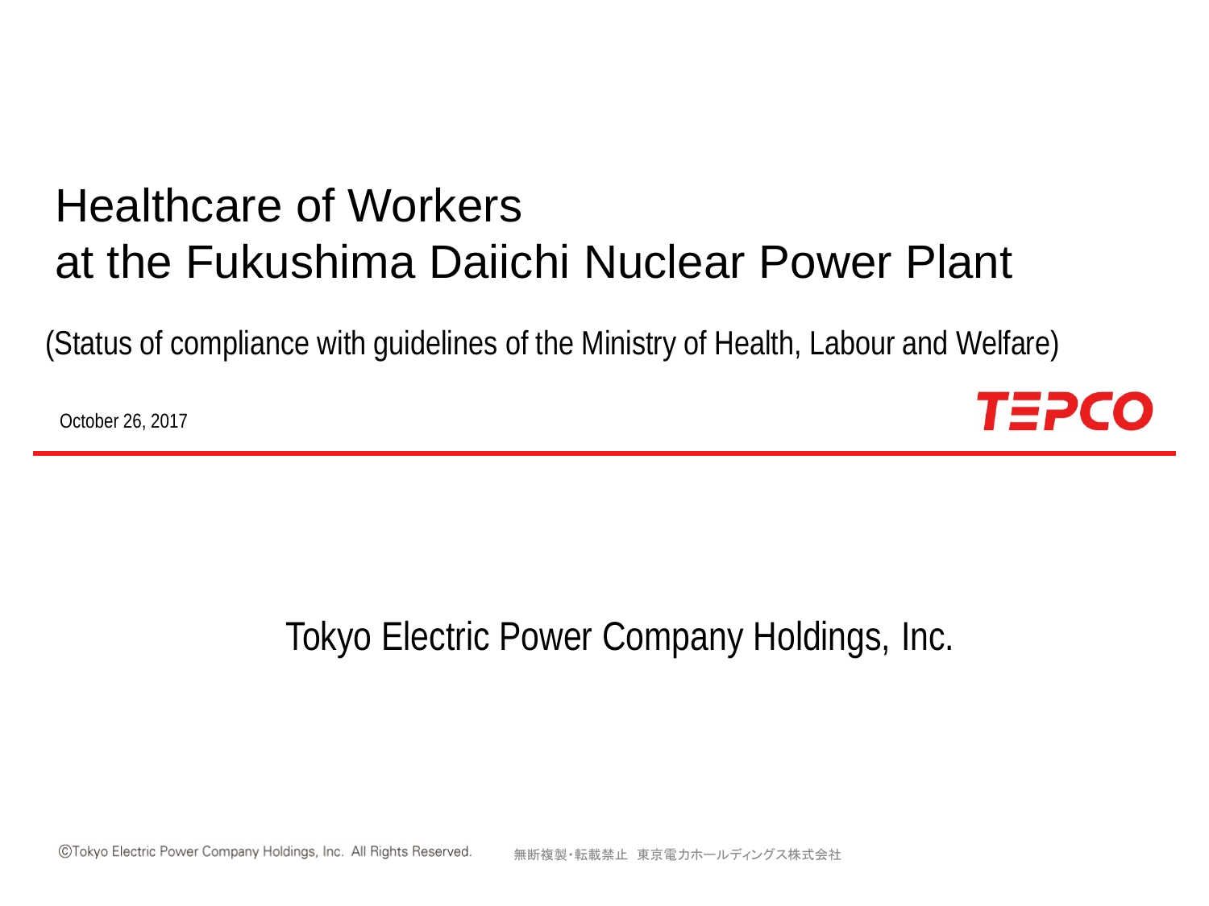# Healthcare of Workers at the Fukushima Daiichi Nuclear Power Plant

(Status of compliance with guidelines of the Ministry of Health, Labour and Welfare)

October 26, 2017

TEPCO

Tokyo Electric Power Company Holdings, Inc.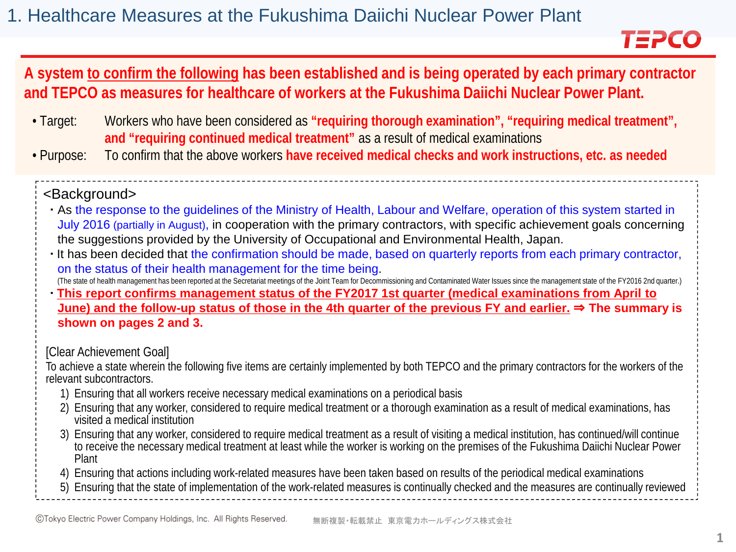# 1. Healthcare Measures at the Fukushima Daiichi Nuclear Power Plant

**A system to confirm the following has been established and is being operated by each primary contractor and TEPCO as measures for healthcare of workers at the Fukushima Daiichi Nuclear Power Plant.**

- Target: Workers who have been considered as **"requiring thorough examination", "requiring medical treatment", and "requiring continued medical treatment"** as a result of medical examinations
- Purpose: To confirm that the above workers **have received medical checks and work instructions, etc. as needed**

<Background>

- As the response to the guidelines of the Ministry of Health, Labour and Welfare, operation of this system started in July 2016 (partially in August), in cooperation with the primary contractors, with specific achievement goals concerning the suggestions provided by the University of Occupational and Environmental Health, Japan.
- It has been decided that the confirmation should be made, based on quarterly reports from each primary contractor, on the status of their health management for the time being.
  (The state of health management has been reported at the Secretariat meetings of the Joint Team for Decommissioning and Contaminated Water Issues since the management state of the FY2016 2nd quarter.)
- **This report confirms management status of the FY2017 1st quarter (medical examinations from April to June) and the follow-up status of those in the 4th quarter of the previous FY and earlier. ⇒ The summary is shown on pages 2 and 3.**

[Clear Achievement Goal]

To achieve a state wherein the following five items are certainly implemented by both TEPCO and the primary contractors for the workers of the relevant subcontractors.

1) Ensuring that all workers receive necessary medical examinations on a periodical basis
2) Ensuring that any worker, considered to require medical treatment or a thorough examination as a result of medical examinations, has visited a medical institution
3) Ensuring that any worker, considered to require medical treatment as a result of visiting a medical institution, has continued/will continue to receive the necessary medical treatment at least while the worker is working on the premises of the Fukushima Daiichi Nuclear Power Plant
4) Ensuring that actions including work-related measures have been taken based on results of the periodical medical examinations
5) Ensuring that the state of implementation of the work-related measures is continually checked and the measures are continually reviewed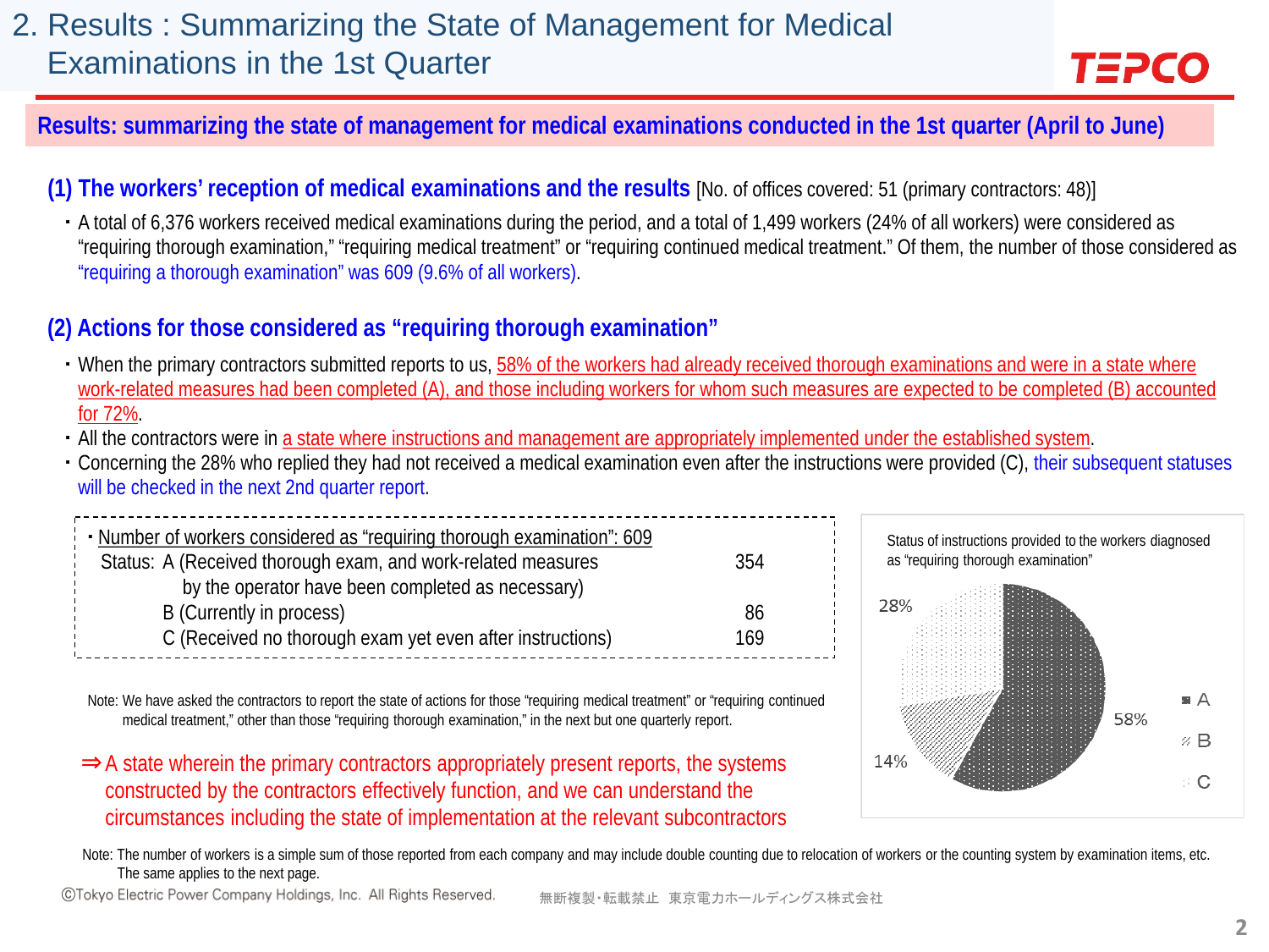# 2. Results : Summarizing the State of Management for Medical Examinations in the 1st Quarter

**Results: summarizing the state of management for medical examinations conducted in the 1st quarter (April to June)**

## (1) The workers' reception of medical examinations and the results [No. of offices covered: 51 (primary contractors: 48)]

- A total of 6,376 workers received medical examinations during the period, and a total of 1,499 workers (24% of all workers) were considered as "requiring thorough examination," "requiring medical treatment" or "requiring continued medical treatment." Of them, the number of those considered as "requiring a thorough examination" was 609 (9.6% of all workers).

## (2) Actions for those considered as "requiring thorough examination"

- When the primary contractors submitted reports to us, 58% of the workers had already received thorough examinations and were in a state where work-related measures had been completed (A), and those including workers for whom such measures are expected to be completed (B) accounted for 72%.
- All the contractors were in a state where instructions and management are appropriately implemented under the established system.
- Concerning the 28% who replied they had not received a medical examination even after the instructions were provided (C), their subsequent statuses will be checked in the next 2nd quarter report.

- Number of workers considered as "requiring thorough examination": 609

| Status | | |
|---|---|---|
| Status: | A (Received thorough exam, and work-related measures by the operator have been completed as necessary) | 354 |
| | B (Currently in process) | 86 |
| | C (Received no thorough exam yet even after instructions) | 169 |

Note: We have asked the contractors to report the state of actions for those "requiring medical treatment" or "requiring continued medical treatment," other than those "requiring thorough examination," in the next but one quarterly report.

⇒A state wherein the primary contractors appropriately present reports, the systems constructed by the contractors effectively function, and we can understand the circumstances including the state of implementation at the relevant subcontractors

Status of instructions provided to the workers diagnosed as "requiring thorough examination"

| Category | Share |
|---|---|
| A | 58% |
| B | 14% |
| C | 28% |

Note: The number of workers is a simple sum of those reported from each company and may include double counting due to relocation of workers or the counting system by examination items, etc. The same applies to the next page.

ⒸTokyo Electric Power Company Holdings, Inc. All Rights Reserved. 無断複製・転載禁止 東京電力ホールディングス株式会社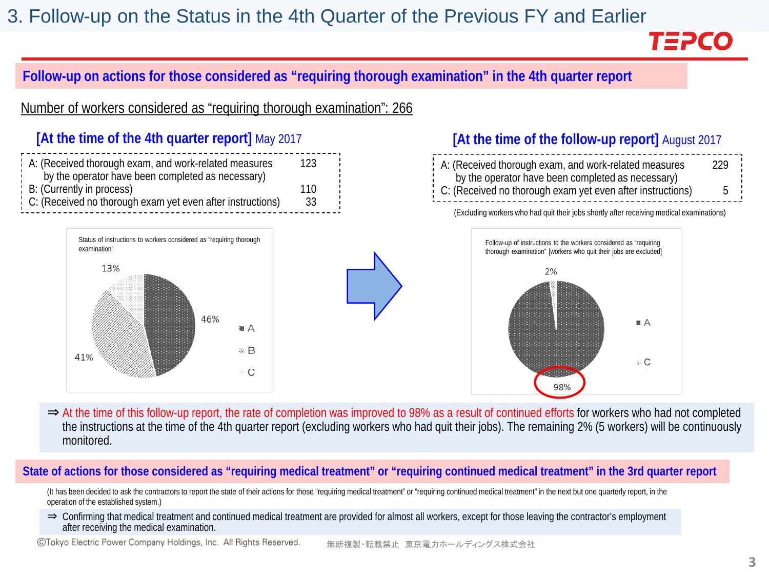# 3. Follow-up on the Status in the 4th Quarter of the Previous FY and Earlier

## Follow-up on actions for those considered as “requiring thorough examination” in the 4th quarter report

Number of workers considered as “requiring thorough examination”: 266

### [At the time of the 4th quarter report] May 2017

| | |
|---|---|
| A: (Received thorough exam, and work-related measures by the operator have been completed as necessary) | 123 |
| B: (Currently in process) | 110 |
| C: (Received no thorough exam yet even after instructions) | 33 |

Status of instructions to workers considered as “requiring thorough examination”

13%
46%
41%
A
B
C

### [At the time of the follow-up report] August 2017

| | |
|---|---|
| A: (Received thorough exam, and work-related measures by the operator have been completed as necessary) | 229 |
| C: (Received no thorough exam yet even after instructions) | 5 |

(Excluding workers who had quit their jobs shortly after receiving medical examinations)

Follow-up of instructions to the workers considered as “requiring thorough examination” [workers who quit their jobs are excluded]

2%
98%
A
C

⇒ At the time of this follow-up report, the rate of completion was improved to 98% as a result of continued efforts for workers who had not completed the instructions at the time of the 4th quarter report (excluding workers who had quit their jobs). The remaining 2% (5 workers) will be continuously monitored.

## State of actions for those considered as “requiring medical treatment” or “requiring continued medical treatment” in the 3rd quarter report

(It has been decided to ask the contractors to report the state of their actions for those “requiring medical treatment” or “requiring continued medical treatment” in the next but one quarterly report, in the operation of the established system.)

⇒ Confirming that medical treatment and continued medical treatment are provided for almost all workers, except for those leaving the contractor’s employment after receiving the medical examination.